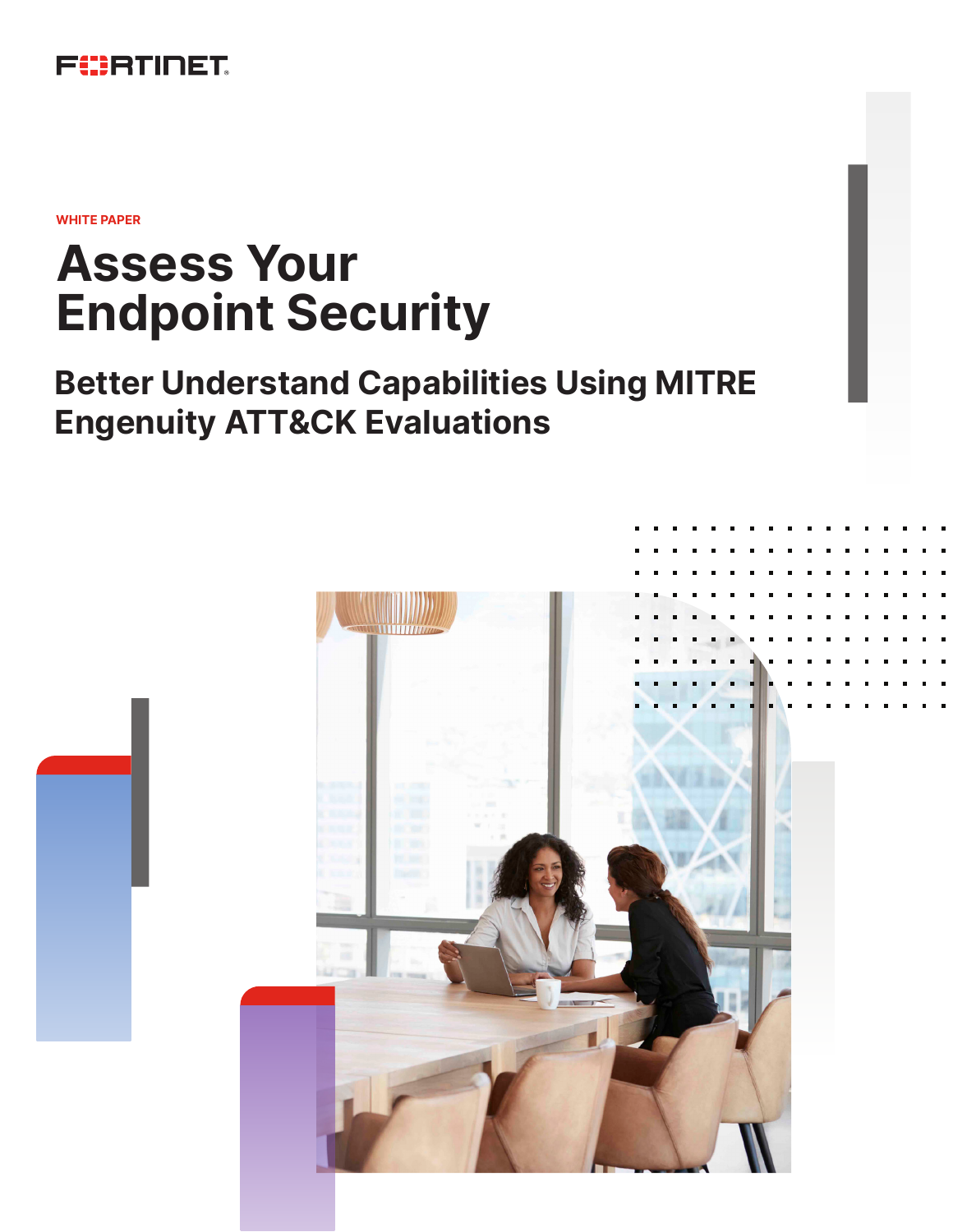WHITE PAPER

# Assess Your Endpoint Security

## Better Understand Capabilities Using MITRE Engenuity ATT&CK Evaluations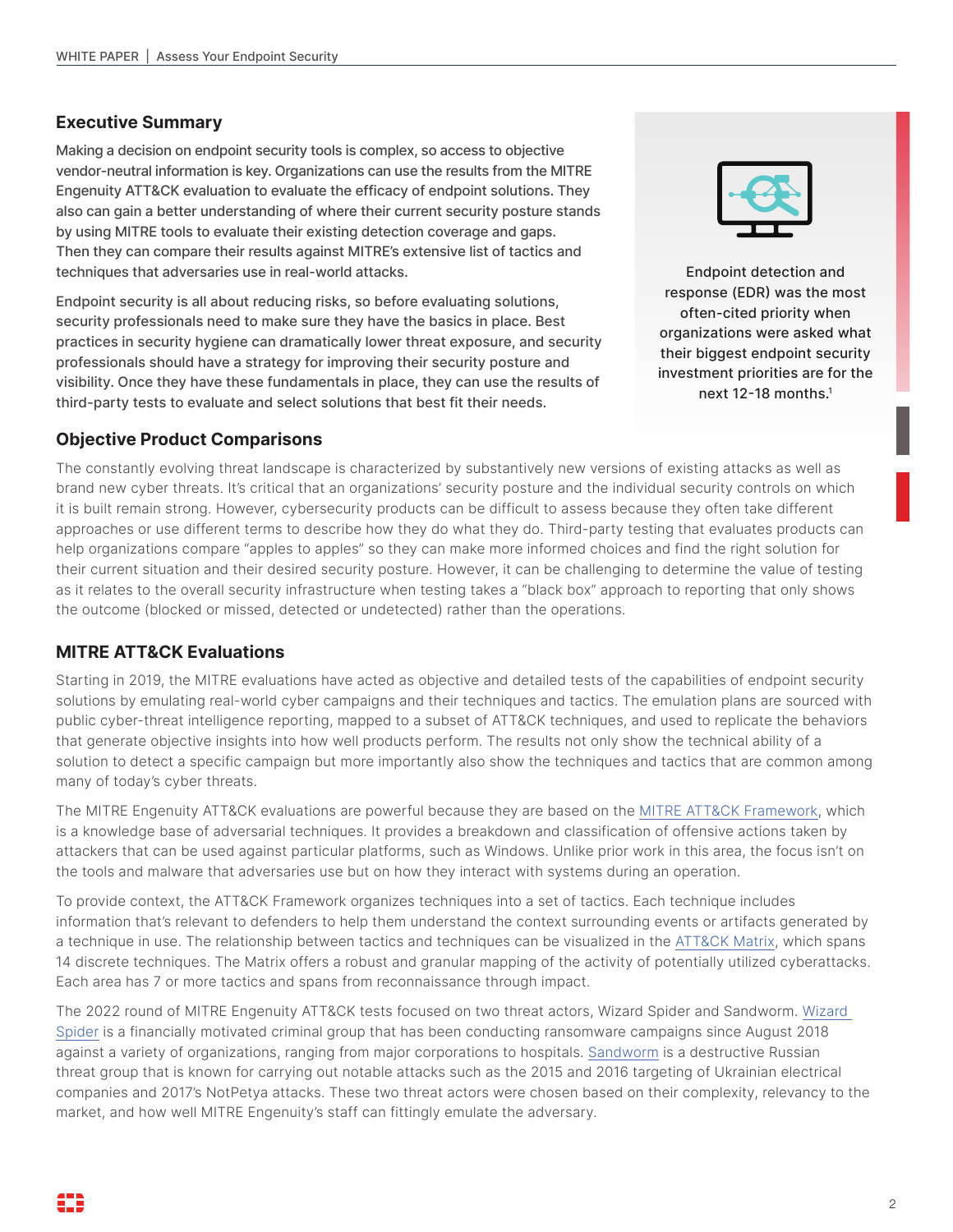## Executive Summary

Making a decision on endpoint security tools is complex, so access to objective vendor-neutral information is key. Organizations can use the results from the MITRE Engenuity ATT&CK evaluation to evaluate the efficacy of endpoint solutions. They also can gain a better understanding of where their current security posture stands by using MITRE tools to evaluate their existing detection coverage and gaps. Then they can compare their results against MITRE's extensive list of tactics and techniques that adversaries use in real-world attacks.

Endpoint security is all about reducing risks, so before evaluating solutions, security professionals need to make sure they have the basics in place. Best practices in security hygiene can dramatically lower threat exposure, and security professionals should have a strategy for improving their security posture and visibility. Once they have these fundamentals in place, they can use the results of third-party tests to evaluate and select solutions that best fit their needs.

Endpoint detection and response (EDR) was the most often-cited priority when organizations were asked what their biggest endpoint security investment priorities are for the next 12-18 months.[1]

## Objective Product Comparisons

The constantly evolving threat landscape is characterized by substantively new versions of existing attacks as well as brand new cyber threats. It's critical that an organizations' security posture and the individual security controls on which it is built remain strong. However, cybersecurity products can be difficult to assess because they often take different approaches or use different terms to describe how they do what they do. Third-party testing that evaluates products can help organizations compare "apples to apples" so they can make more informed choices and find the right solution for their current situation and their desired security posture. However, it can be challenging to determine the value of testing as it relates to the overall security infrastructure when testing takes a "black box" approach to reporting that only shows the outcome (blocked or missed, detected or undetected) rather than the operations.

## MITRE ATT&CK Evaluations

Starting in 2019, the MITRE evaluations have acted as objective and detailed tests of the capabilities of endpoint security solutions by emulating real-world cyber campaigns and their techniques and tactics. The emulation plans are sourced with public cyber-threat intelligence reporting, mapped to a subset of ATT&CK techniques, and used to replicate the behaviors that generate objective insights into how well products perform. The results not only show the technical ability of a solution to detect a specific campaign but more importantly also show the techniques and tactics that are common among many of today's cyber threats.

The MITRE Engenuity ATT&CK evaluations are powerful because they are based on the MITRE ATT&CK Framework, which is a knowledge base of adversarial techniques. It provides a breakdown and classification of offensive actions taken by attackers that can be used against particular platforms, such as Windows. Unlike prior work in this area, the focus isn't on the tools and malware that adversaries use but on how they interact with systems during an operation.

To provide context, the ATT&CK Framework organizes techniques into a set of tactics. Each technique includes information that's relevant to defenders to help them understand the context surrounding events or artifacts generated by a technique in use. The relationship between tactics and techniques can be visualized in the ATT&CK Matrix, which spans 14 discrete techniques. The Matrix offers a robust and granular mapping of the activity of potentially utilized cyberattacks. Each area has 7 or more tactics and spans from reconnaissance through impact.

The 2022 round of MITRE Engenuity ATT&CK tests focused on two threat actors, Wizard Spider and Sandworm. Wizard Spider is a financially motivated criminal group that has been conducting ransomware campaigns since August 2018 against a variety of organizations, ranging from major corporations to hospitals. Sandworm is a destructive Russian threat group that is known for carrying out notable attacks such as the 2015 and 2016 targeting of Ukrainian electrical companies and 2017's NotPetya attacks. These two threat actors were chosen based on their complexity, relevancy to the market, and how well MITRE Engenuity's staff can fittingly emulate the adversary.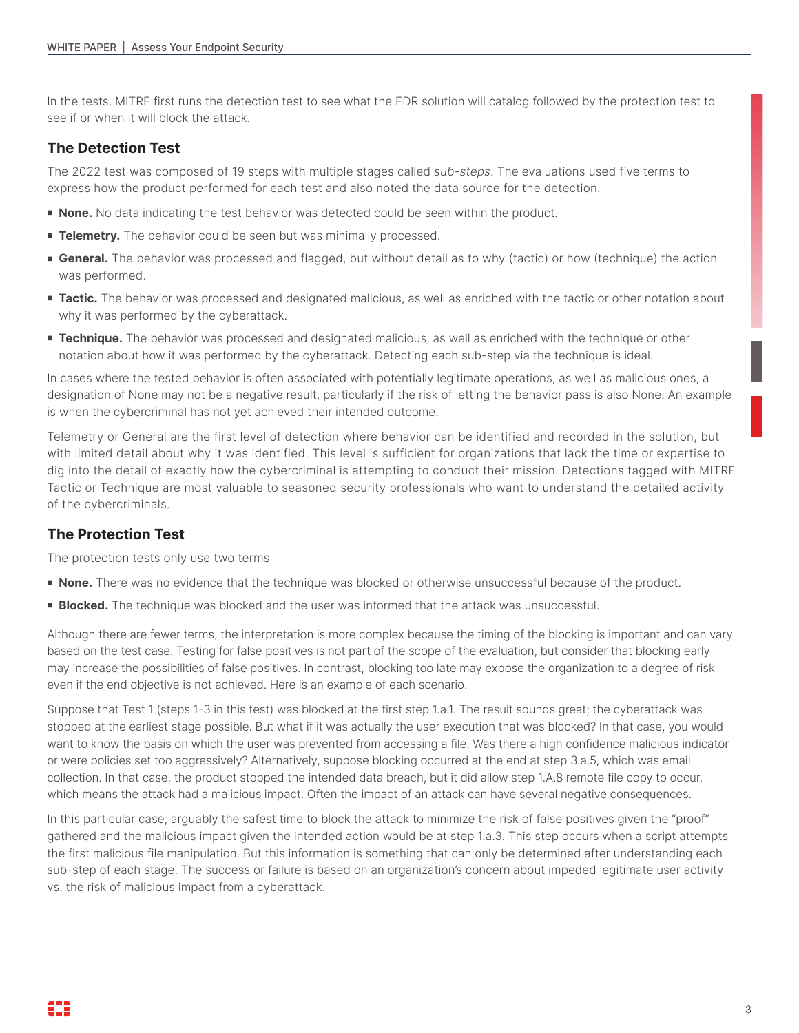In the tests, MITRE first runs the detection test to see what the EDR solution will catalog followed by the protection test to see if or when it will block the attack.

## The Detection Test

The 2022 test was composed of 19 steps with multiple stages called *sub-steps*. The evaluations used five terms to express how the product performed for each test and also noted the data source for the detection.

- **None.** No data indicating the test behavior was detected could be seen within the product.
- **Telemetry.** The behavior could be seen but was minimally processed.
- **General.** The behavior was processed and flagged, but without detail as to why (tactic) or how (technique) the action was performed.
- **Tactic.** The behavior was processed and designated malicious, as well as enriched with the tactic or other notation about why it was performed by the cyberattack.
- **Technique.** The behavior was processed and designated malicious, as well as enriched with the technique or other notation about how it was performed by the cyberattack. Detecting each sub-step via the technique is ideal.

In cases where the tested behavior is often associated with potentially legitimate operations, as well as malicious ones, a designation of None may not be a negative result, particularly if the risk of letting the behavior pass is also None. An example is when the cybercriminal has not yet achieved their intended outcome.

Telemetry or General are the first level of detection where behavior can be identified and recorded in the solution, but with limited detail about why it was identified. This level is sufficient for organizations that lack the time or expertise to dig into the detail of exactly how the cybercriminal is attempting to conduct their mission. Detections tagged with MITRE Tactic or Technique are most valuable to seasoned security professionals who want to understand the detailed activity of the cybercriminals.

## The Protection Test

The protection tests only use two terms

- **None.** There was no evidence that the technique was blocked or otherwise unsuccessful because of the product.
- **Blocked.** The technique was blocked and the user was informed that the attack was unsuccessful.

Although there are fewer terms, the interpretation is more complex because the timing of the blocking is important and can vary based on the test case. Testing for false positives is not part of the scope of the evaluation, but consider that blocking early may increase the possibilities of false positives. In contrast, blocking too late may expose the organization to a degree of risk even if the end objective is not achieved. Here is an example of each scenario.

Suppose that Test 1 (steps 1-3 in this test) was blocked at the first step 1.a.1. The result sounds great; the cyberattack was stopped at the earliest stage possible. But what if it was actually the user execution that was blocked? In that case, you would want to know the basis on which the user was prevented from accessing a file. Was there a high confidence malicious indicator or were policies set too aggressively? Alternatively, suppose blocking occurred at the end at step 3.a.5, which was email collection. In that case, the product stopped the intended data breach, but it did allow step 1.A.8 remote file copy to occur, which means the attack had a malicious impact. Often the impact of an attack can have several negative consequences.

In this particular case, arguably the safest time to block the attack to minimize the risk of false positives given the "proof" gathered and the malicious impact given the intended action would be at step 1.a.3. This step occurs when a script attempts the first malicious file manipulation. But this information is something that can only be determined after understanding each sub-step of each stage. The success or failure is based on an organization's concern about impeded legitimate user activity vs. the risk of malicious impact from a cyberattack.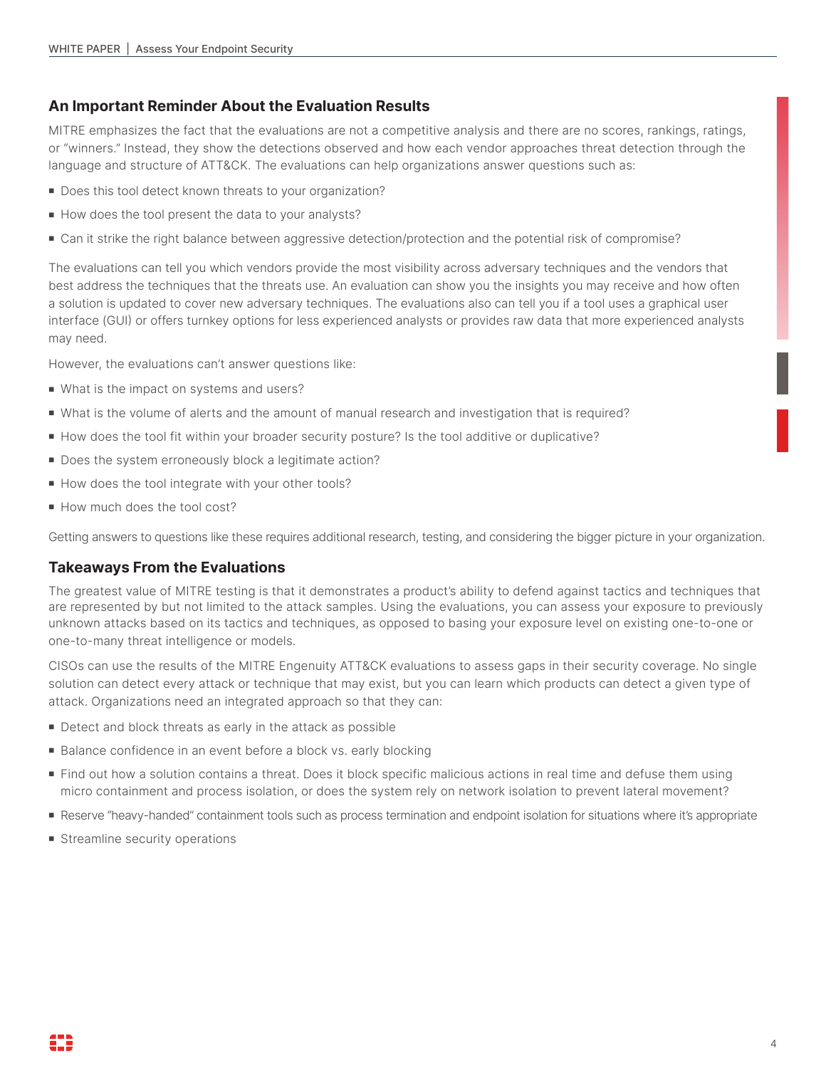## An Important Reminder About the Evaluation Results

MITRE emphasizes the fact that the evaluations are not a competitive analysis and there are no scores, rankings, ratings, or "winners." Instead, they show the detections observed and how each vendor approaches threat detection through the language and structure of ATT&CK. The evaluations can help organizations answer questions such as:

- Does this tool detect known threats to your organization?
- How does the tool present the data to your analysts?
- Can it strike the right balance between aggressive detection/protection and the potential risk of compromise?

The evaluations can tell you which vendors provide the most visibility across adversary techniques and the vendors that best address the techniques that the threats use. An evaluation can show you the insights you may receive and how often a solution is updated to cover new adversary techniques. The evaluations also can tell you if a tool uses a graphical user interface (GUI) or offers turnkey options for less experienced analysts or provides raw data that more experienced analysts may need.

However, the evaluations can't answer questions like:

- What is the impact on systems and users?
- What is the volume of alerts and the amount of manual research and investigation that is required?
- How does the tool fit within your broader security posture? Is the tool additive or duplicative?
- Does the system erroneously block a legitimate action?
- How does the tool integrate with your other tools?
- How much does the tool cost?

Getting answers to questions like these requires additional research, testing, and considering the bigger picture in your organization.

## Takeaways From the Evaluations

The greatest value of MITRE testing is that it demonstrates a product's ability to defend against tactics and techniques that are represented by but not limited to the attack samples. Using the evaluations, you can assess your exposure to previously unknown attacks based on its tactics and techniques, as opposed to basing your exposure level on existing one-to-one or one-to-many threat intelligence or models.

CISOs can use the results of the MITRE Engenuity ATT&CK evaluations to assess gaps in their security coverage. No single solution can detect every attack or technique that may exist, but you can learn which products can detect a given type of attack. Organizations need an integrated approach so that they can:

- Detect and block threats as early in the attack as possible
- Balance confidence in an event before a block vs. early blocking
- Find out how a solution contains a threat. Does it block specific malicious actions in real time and defuse them using micro containment and process isolation, or does the system rely on network isolation to prevent lateral movement?
- Reserve "heavy-handed" containment tools such as process termination and endpoint isolation for situations where it's appropriate
- Streamline security operations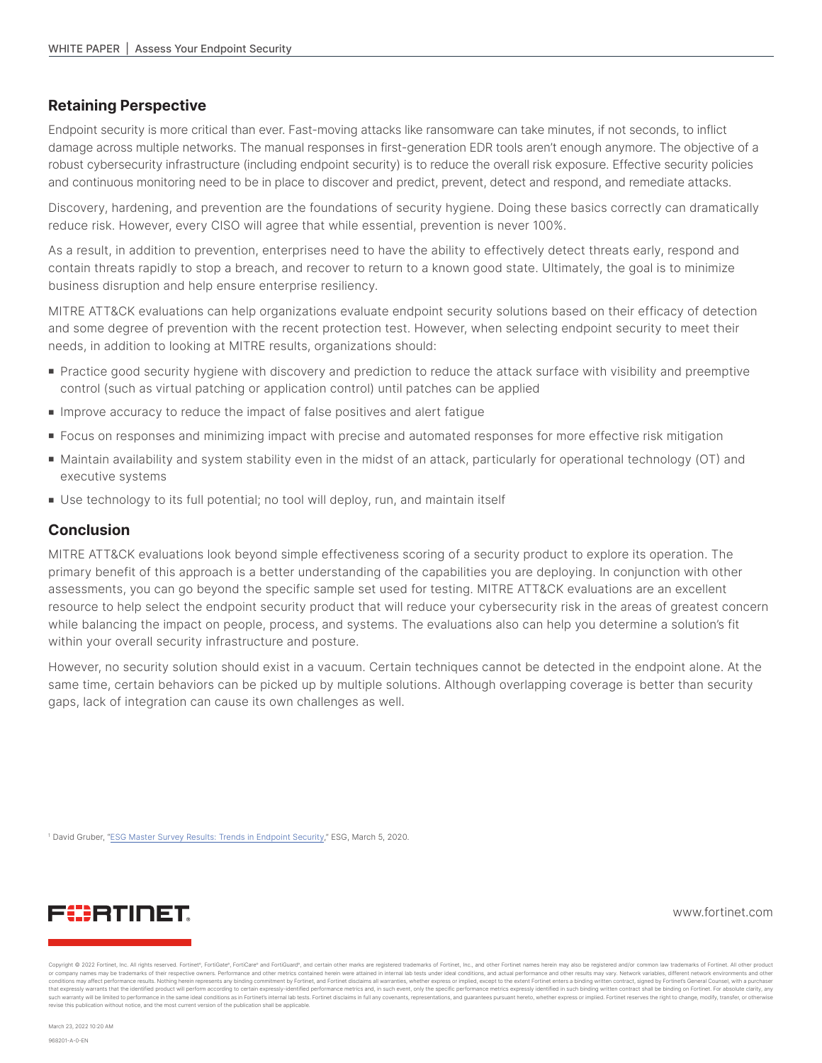## Retaining Perspective

Endpoint security is more critical than ever. Fast-moving attacks like ransomware can take minutes, if not seconds, to inflict damage across multiple networks. The manual responses in first-generation EDR tools aren't enough anymore. The objective of a robust cybersecurity infrastructure (including endpoint security) is to reduce the overall risk exposure. Effective security policies and continuous monitoring need to be in place to discover and predict, prevent, detect and respond, and remediate attacks.

Discovery, hardening, and prevention are the foundations of security hygiene. Doing these basics correctly can dramatically reduce risk. However, every CISO will agree that while essential, prevention is never 100%.

As a result, in addition to prevention, enterprises need to have the ability to effectively detect threats early, respond and contain threats rapidly to stop a breach, and recover to return to a known good state. Ultimately, the goal is to minimize business disruption and help ensure enterprise resiliency.

MITRE ATT&CK evaluations can help organizations evaluate endpoint security solutions based on their efficacy of detection and some degree of prevention with the recent protection test. However, when selecting endpoint security to meet their needs, in addition to looking at MITRE results, organizations should:

- Practice good security hygiene with discovery and prediction to reduce the attack surface with visibility and preemptive control (such as virtual patching or application control) until patches can be applied
- Improve accuracy to reduce the impact of false positives and alert fatigue
- Focus on responses and minimizing impact with precise and automated responses for more effective risk mitigation
- Maintain availability and system stability even in the midst of an attack, particularly for operational technology (OT) and executive systems
- Use technology to its full potential; no tool will deploy, run, and maintain itself

## Conclusion

MITRE ATT&CK evaluations look beyond simple effectiveness scoring of a security product to explore its operation. The primary benefit of this approach is a better understanding of the capabilities you are deploying. In conjunction with other assessments, you can go beyond the specific sample set used for testing. MITRE ATT&CK evaluations are an excellent resource to help select the endpoint security product that will reduce your cybersecurity risk in the areas of greatest concern while balancing the impact on people, process, and systems. The evaluations also can help you determine a solution's fit within your overall security infrastructure and posture.

However, no security solution should exist in a vacuum. Certain techniques cannot be detected in the endpoint alone. At the same time, certain behaviors can be picked up by multiple solutions. Although overlapping coverage is better than security gaps, lack of integration can cause its own challenges as well.

[1] David Gruber, "ESG Master Survey Results: Trends in Endpoint Security," ESG, March 5, 2020.

FORTINET

www.fortinet.com

Copyright © 2022 Fortinet, Inc. All rights reserved. Fortinet®, FortiGate®, FortiCare® and FortiGuard®, and certain other marks are registered trademarks of Fortinet, Inc., and other Fortinet names herein may also be registered and/or common law trademarks of Fortinet. All other product or company names may be trademarks of their respective owners. Performance and other metrics contained herein were attained in internal lab tests under ideal conditions, and actual performance and other results may vary. Network variables, different network environments and other conditions may affect performance results. Nothing herein represents any binding commitment by Fortinet, and Fortinet disclaims all warranties, whether express or implied, except to the extent Fortinet enters a binding written contract, signed by Fortinet's General Counsel, with a purchaser that expressly warrants that the identified product will perform according to certain expressly-identified performance metrics and, in such event, only the specific performance metrics expressly identified in such binding written contract shall be binding on Fortinet. For absolute clarity, any such warranty will be limited to performance in the same ideal conditions as in Fortinet's internal lab tests. Fortinet disclaims in full any covenants, representations, and guarantees pursuant hereto, whether express or implied. Fortinet reserves the right to change, modify, transfer, or otherwise revise this publication without notice, and the most current version of the publication shall be applicable.

March 23, 2022 10:20 AM

968201-A-0-EN